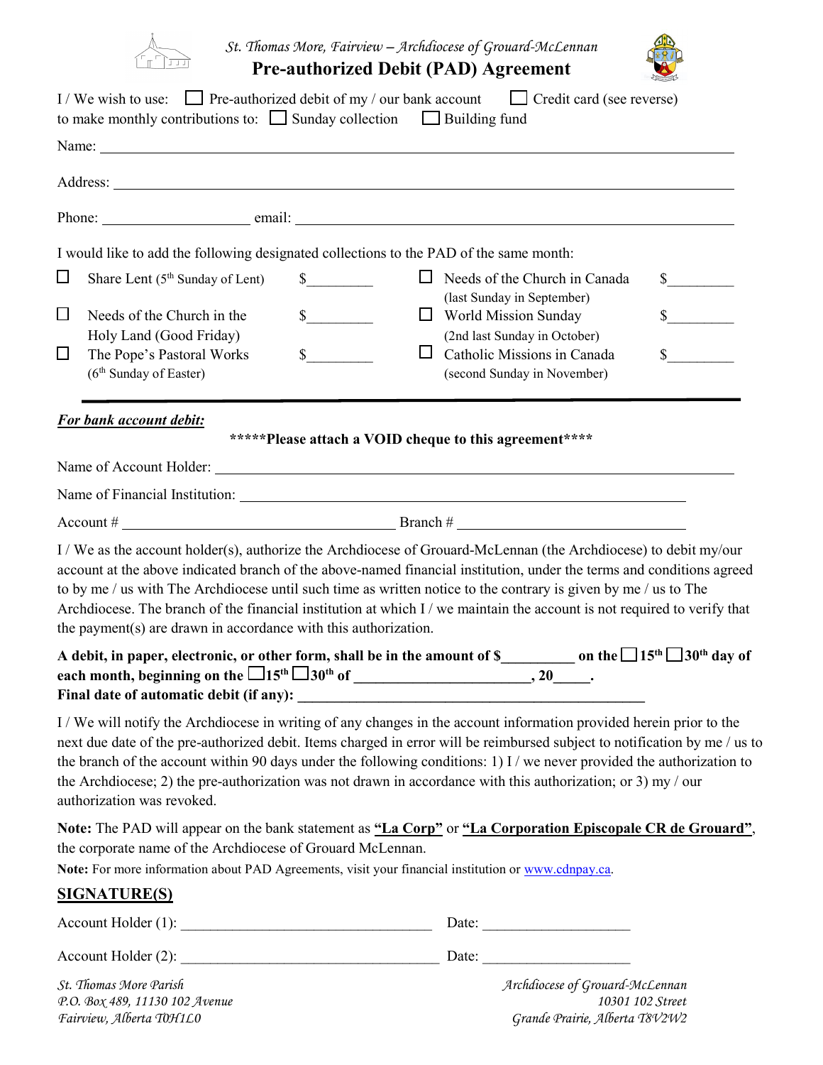St. Thomas More, Fairview – Archdiocese of Grouard-McLennan

# Pre-authorized Debit (PAD) Agreement

I / We wish to use: ☐ Pre-authorized debit of my / our bank account ☐ Credit card (see reverse)
to make monthly contributions to: ☐ Sunday collection ☐ Building fund

Name: ______________________________________________

Address: ______________________________________________

Phone: ____________________ email: ______________________________________________

I would like to add the following designated collections to the PAD of the same month:

| | | | | | |
|---|---|---|---|---|---|
| ☐ | Share Lent (5th Sunday of Lent) | $_________ | ☐ | Needs of the Church in Canada (last Sunday in September) | $_________ |
| ☐ | Needs of the Church in the Holy Land (Good Friday) | $_________ | ☐ | World Mission Sunday (2nd last Sunday in October) | $_________ |
| ☐ | The Pope's Pastoral Works (6th Sunday of Easter) | $_________ | ☐ | Catholic Missions in Canada (second Sunday in November) | $_________ |

***For bank account debit:***

**\*\*\*\*\*Please attach a VOID cheque to this agreement\*\*\*\***

Name of Account Holder: ______________________________________________

Name of Financial Institution: ______________________________________________

Account # ______________________________ Branch # ______________________________

I / We as the account holder(s), authorize the Archdiocese of Grouard-McLennan (the Archdiocese) to debit my/our account at the above indicated branch of the above-named financial institution, under the terms and conditions agreed to by me / us with The Archdiocese until such time as written notice to the contrary is given by me / us to The Archdiocese. The branch of the financial institution at which I / we maintain the account is not required to verify that the payment(s) are drawn in accordance with this authorization.

**A debit, in paper, electronic, or other form, shall be in the amount of $__________ on the ☐15th ☐30th day of each month, beginning on the ☐15th ☐30th of ________________________, 20_____.**
**Final date of automatic debit (if any): ______________________________________________**

I / We will notify the Archdiocese in writing of any changes in the account information provided herein prior to the next due date of the pre-authorized debit. Items charged in error will be reimbursed subject to notification by me / us to the branch of the account within 90 days under the following conditions: 1) I / we never provided the authorization to the Archdiocese; 2) the pre-authorization was not drawn in accordance with this authorization; or 3) my / our authorization was revoked.

**Note:** The PAD will appear on the bank statement as **"La Corp"** or **"La Corporation Episcopale CR de Grouard"**, the corporate name of the Archdiocese of Grouard McLennan.

**Note:** For more information about PAD Agreements, visit your financial institution or www.cdnpay.ca.

## SIGNATURE(S)

Account Holder (1): ___________________________________ Date: ____________________

Account Holder (2): ___________________________________ Date: ____________________

*St. Thomas More Parish*
*P.O. Box 489, 11130 102 Avenue*
*Fairview, Alberta T0H1L0*

*Archdiocese of Grouard-McLennan*
*10301 102 Street*
*Grande Prairie, Alberta T8V2W2*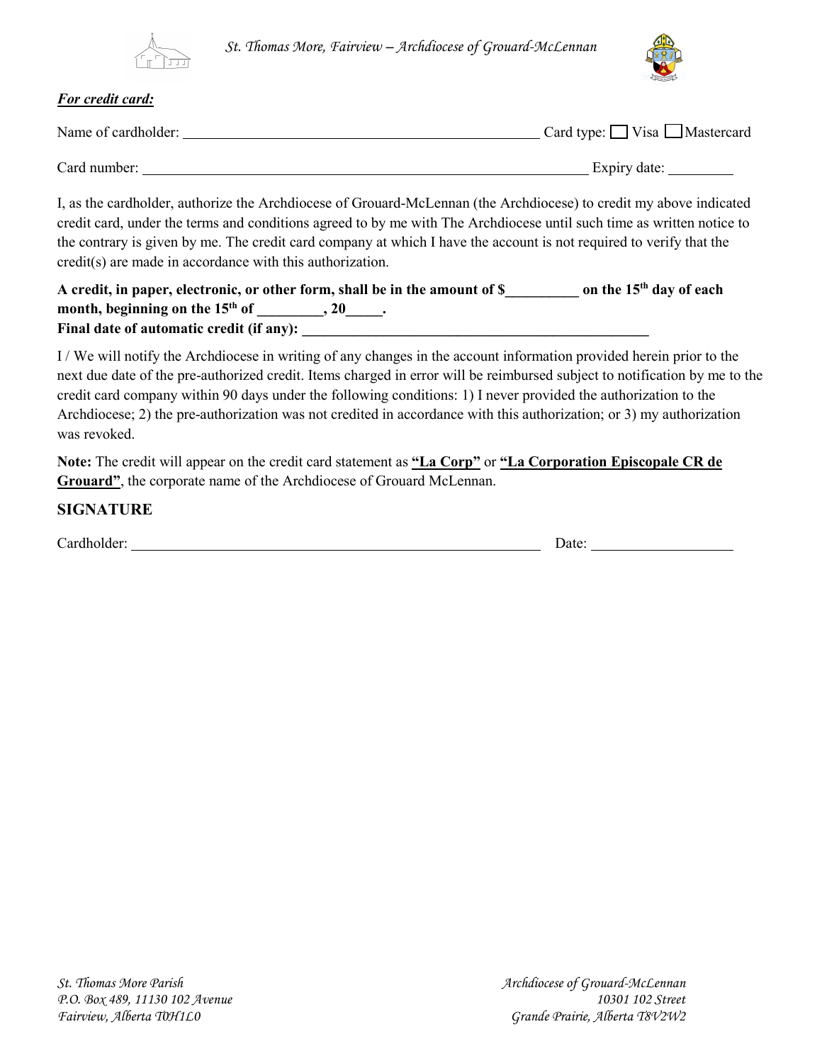***For credit card:***

Name of cardholder: ______________________________________________ Card type: ☐ Visa ☐ Mastercard

Card number: ____________________________________________________________ Expiry date: _________

I, as the cardholder, authorize the Archdiocese of Grouard-McLennan (the Archdiocese) to credit my above indicated credit card, under the terms and conditions agreed to by me with The Archdiocese until such time as written notice to the contrary is given by me. The credit card company at which I have the account is not required to verify that the credit(s) are made in accordance with this authorization.

**A credit, in paper, electronic, or other form, shall be in the amount of $__________ on the 15th day of each month, beginning on the 15th of _________, 20_____.**
**Final date of automatic credit (if any): _________________________________________________**

I / We will notify the Archdiocese in writing of any changes in the account information provided herein prior to the next due date of the pre-authorized credit. Items charged in error will be reimbursed subject to notification by me to the credit card company within 90 days under the following conditions: 1) I never provided the authorization to the Archdiocese; 2) the pre-authorization was not credited in accordance with this authorization; or 3) my authorization was revoked.

**Note:** The credit will appear on the credit card statement as **"La Corp"** or **"La Corporation Episcopale CR de Grouard"**, the corporate name of the Archdiocese of Grouard McLennan.

## SIGNATURE

Cardholder: _______________________________________________________ Date: ___________________

*St. Thomas More Parish*
*P.O. Box 489, 11130 102 Avenue*
*Fairview, Alberta T0H1L0*

*Archdiocese of Grouard-McLennan*
*10301 102 Street*
*Grande Prairie, Alberta T8V2W2*